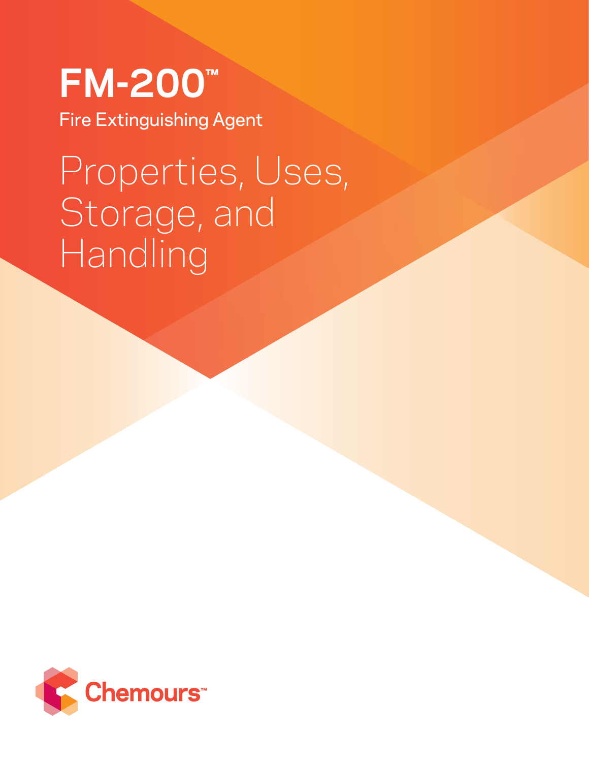# FM-200™

Fire Extinguishing Agent

## Properties, Uses, Storage, and Handling

Chemours™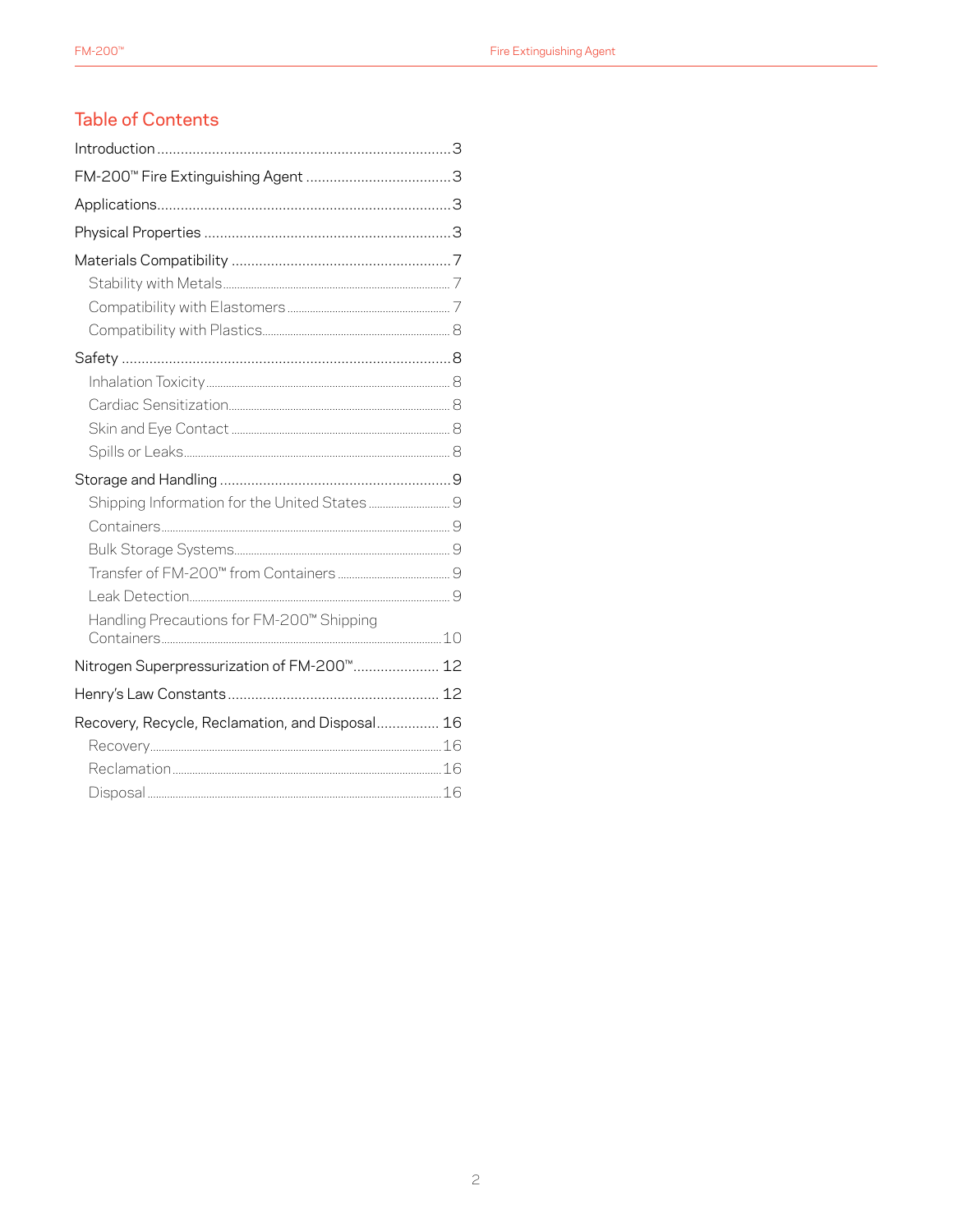## Table of Contents

- Introduction ... 3
- FM-200™ Fire Extinguishing Agent ... 3
- Applications ... 3
- Physical Properties ... 3
- Materials Compatibility ... 7
  - Stability with Metals ... 7
  - Compatibility with Elastomers ... 7
  - Compatibility with Plastics ... 8
- Safety ... 8
  - Inhalation Toxicity ... 8
  - Cardiac Sensitization ... 8
  - Skin and Eye Contact ... 8
  - Spills or Leaks ... 8
- Storage and Handling ... 9
  - Shipping Information for the United States ... 9
  - Containers ... 9
  - Bulk Storage Systems ... 9
  - Transfer of FM-200™ from Containers ... 9
  - Leak Detection ... 9
  - Handling Precautions for FM-200™ Shipping Containers ... 10
- Nitrogen Superpressurization of FM-200™ ... 12
- Henry's Law Constants ... 12
- Recovery, Recycle, Reclamation, and Disposal ... 16
  - Recovery ... 16
  - Reclamation ... 16
  - Disposal ... 16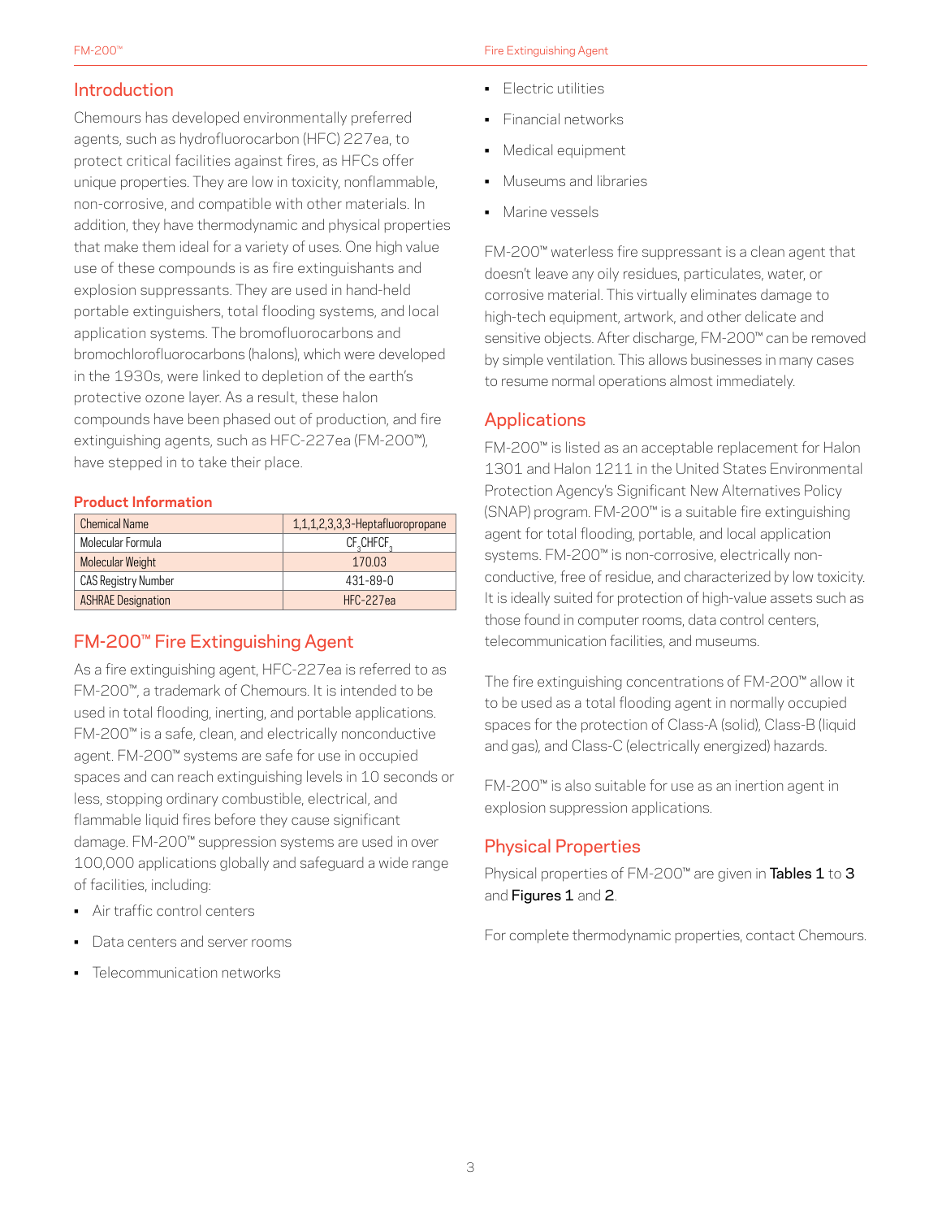## Introduction

Chemours has developed environmentally preferred agents, such as hydrofluorocarbon (HFC) 227ea, to protect critical facilities against fires, as HFCs offer unique properties. They are low in toxicity, nonflammable, non-corrosive, and compatible with other materials. In addition, they have thermodynamic and physical properties that make them ideal for a variety of uses. One high value use of these compounds is as fire extinguishants and explosion suppressants. They are used in hand-held portable extinguishers, total flooding systems, and local application systems. The bromofluorocarbons and bromochlorofluorocarbons (halons), which were developed in the 1930s, were linked to depletion of the earth's protective ozone layer. As a result, these halon compounds have been phased out of production, and fire extinguishing agents, such as HFC-227ea (FM-200™), have stepped in to take their place.

### Product Information

| Chemical Name | 1,1,1,2,3,3,3-Heptafluoropropane |
|---|---|
| Molecular Formula | $CF_3CHFCF_3$ |
| Molecular Weight | 170.03 |
| CAS Registry Number | 431-89-0 |
| ASHRAE Designation | HFC-227ea |

## FM-200™ Fire Extinguishing Agent

As a fire extinguishing agent, HFC-227ea is referred to as FM-200™, a trademark of Chemours. It is intended to be used in total flooding, inerting, and portable applications. FM-200™ is a safe, clean, and electrically nonconductive agent. FM-200™ systems are safe for use in occupied spaces and can reach extinguishing levels in 10 seconds or less, stopping ordinary combustible, electrical, and flammable liquid fires before they cause significant damage. FM-200™ suppression systems are used in over 100,000 applications globally and safeguard a wide range of facilities, including:

- Air traffic control centers
- Data centers and server rooms
- Telecommunication networks
- Electric utilities
- Financial networks
- Medical equipment
- Museums and libraries
- Marine vessels

FM-200™ waterless fire suppressant is a clean agent that doesn't leave any oily residues, particulates, water, or corrosive material. This virtually eliminates damage to high-tech equipment, artwork, and other delicate and sensitive objects. After discharge, FM-200™ can be removed by simple ventilation. This allows businesses in many cases to resume normal operations almost immediately.

## Applications

FM-200™ is listed as an acceptable replacement for Halon 1301 and Halon 1211 in the United States Environmental Protection Agency's Significant New Alternatives Policy (SNAP) program. FM-200™ is a suitable fire extinguishing agent for total flooding, portable, and local application systems. FM-200™ is non-corrosive, electrically non-conductive, free of residue, and characterized by low toxicity. It is ideally suited for protection of high-value assets such as those found in computer rooms, data control centers, telecommunication facilities, and museums.

The fire extinguishing concentrations of FM-200™ allow it to be used as a total flooding agent in normally occupied spaces for the protection of Class-A (solid), Class-B (liquid and gas), and Class-C (electrically energized) hazards.

FM-200™ is also suitable for use as an inertion agent in explosion suppression applications.

## Physical Properties

Physical properties of FM-200™ are given in **Tables 1** to **3** and **Figures 1** and **2**.

For complete thermodynamic properties, contact Chemours.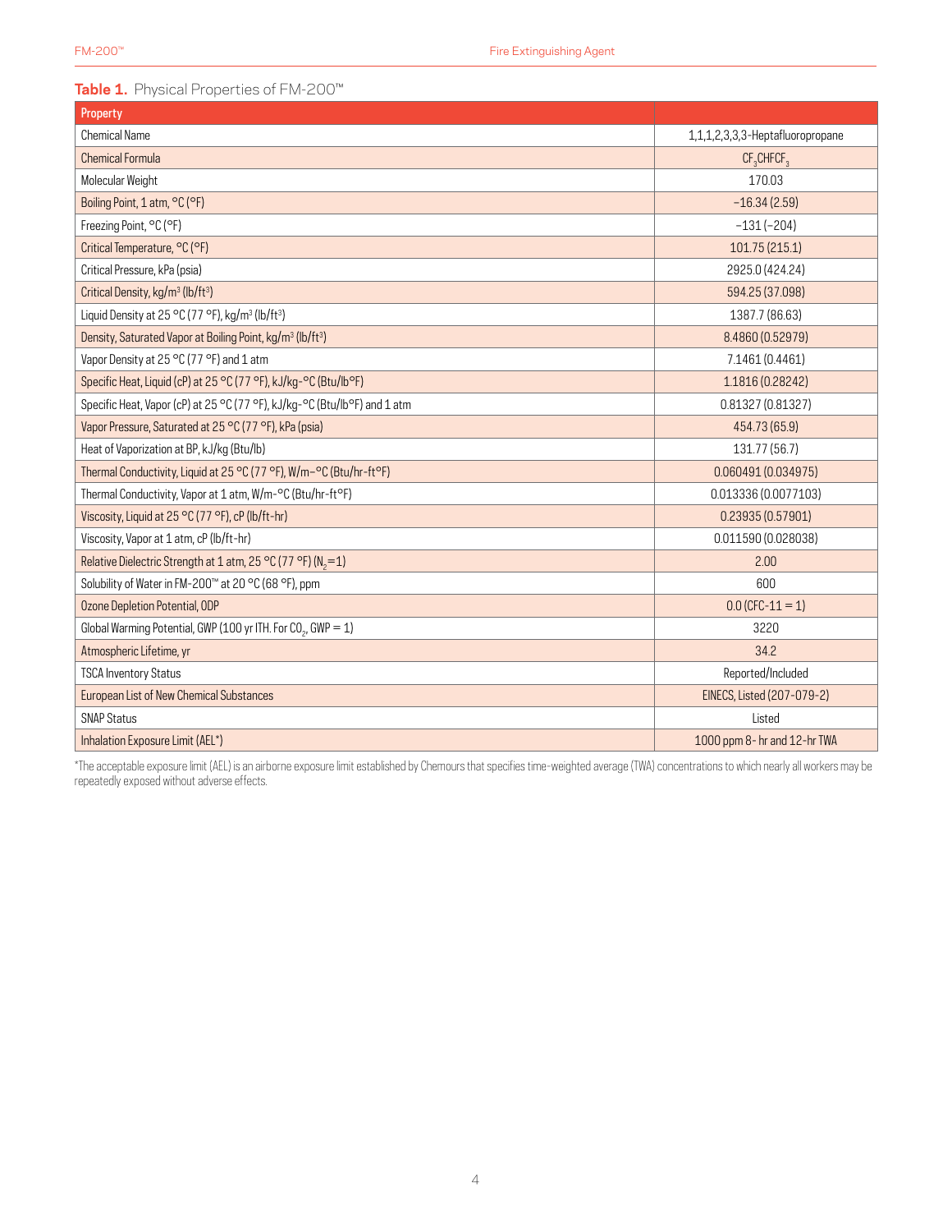**Table 1.** Physical Properties of FM-200™

| Property | |
|---|---|
| Chemical Name | 1,1,1,2,3,3,3-Heptafluoropropane |
| Chemical Formula | $CF_3CHFCF_3$ |
| Molecular Weight | 170.03 |
| Boiling Point, 1 atm, °C (°F) | −16.34 (2.59) |
| Freezing Point, °C (°F) | −131 (−204) |
| Critical Temperature, °C (°F) | 101.75 (215.1) |
| Critical Pressure, kPa (psia) | 2925.0 (424.24) |
| Critical Density, kg/m$^3$ (lb/ft$^3$) | 594.25 (37.098) |
| Liquid Density at 25 °C (77 °F), kg/m$^3$ (lb/ft$^3$) | 1387.7 (86.63) |
| Density, Saturated Vapor at Boiling Point, kg/m$^3$ (lb/ft$^3$) | 8.4860 (0.52979) |
| Vapor Density at 25 °C (77 °F) and 1 atm | 7.1461 (0.4461) |
| Specific Heat, Liquid (cP) at 25 °C (77 °F), kJ/kg-°C (Btu/lb°F) | 1.1816 (0.28242) |
| Specific Heat, Vapor (cP) at 25 °C (77 °F), kJ/kg-°C (Btu/lb°F) and 1 atm | 0.81327 (0.81327) |
| Vapor Pressure, Saturated at 25 °C (77 °F), kPa (psia) | 454.73 (65.9) |
| Heat of Vaporization at BP, kJ/kg (Btu/lb) | 131.77 (56.7) |
| Thermal Conductivity, Liquid at 25 °C (77 °F), W/m−°C (Btu/hr-ft°F) | 0.060491 (0.034975) |
| Thermal Conductivity, Vapor at 1 atm, W/m-°C (Btu/hr-ft°F) | 0.013336 (0.0077103) |
| Viscosity, Liquid at 25 °C (77 °F), cP (lb/ft-hr) | 0.23935 (0.57901) |
| Viscosity, Vapor at 1 atm, cP (lb/ft-hr) | 0.011590 (0.028038) |
| Relative Dielectric Strength at 1 atm, 25 °C (77 °F) ($N_2$=1) | 2.00 |
| Solubility of Water in FM-200™ at 20 °C (68 °F), ppm | 600 |
| Ozone Depletion Potential, ODP | 0.0 (CFC-11 = 1) |
| Global Warming Potential, GWP (100 yr ITH. For $CO_2$, GWP = 1) | 3220 |
| Atmospheric Lifetime, yr | 34.2 |
| TSCA Inventory Status | Reported/Included |
| European List of New Chemical Substances | EINECS, Listed (207-079-2) |
| SNAP Status | Listed |
| Inhalation Exposure Limit (AEL*) | 1000 ppm 8- hr and 12-hr TWA |

*The acceptable exposure limit (AEL) is an airborne exposure limit established by Chemours that specifies time-weighted average (TWA) concentrations to which nearly all workers may be repeatedly exposed without adverse effects.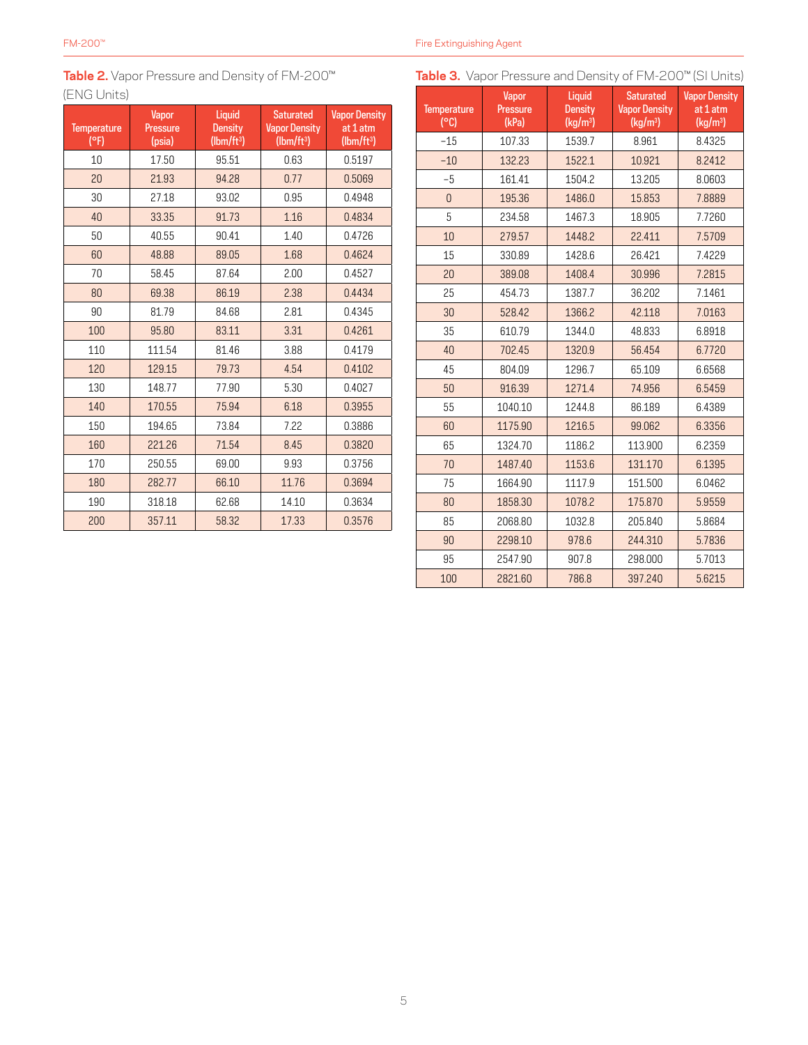**Table 2.** Vapor Pressure and Density of FM-200™ (ENG Units)

| Temperature (°F) | Vapor Pressure (psia) | Liquid Density (lbm/ft³) | Saturated Vapor Density (lbm/ft³) | Vapor Density at 1 atm (lbm/ft³) |
|---|---|---|---|---|
| 10 | 17.50 | 95.51 | 0.63 | 0.5197 |
| 20 | 21.93 | 94.28 | 0.77 | 0.5069 |
| 30 | 27.18 | 93.02 | 0.95 | 0.4948 |
| 40 | 33.35 | 91.73 | 1.16 | 0.4834 |
| 50 | 40.55 | 90.41 | 1.40 | 0.4726 |
| 60 | 48.88 | 89.05 | 1.68 | 0.4624 |
| 70 | 58.45 | 87.64 | 2.00 | 0.4527 |
| 80 | 69.38 | 86.19 | 2.38 | 0.4434 |
| 90 | 81.79 | 84.68 | 2.81 | 0.4345 |
| 100 | 95.80 | 83.11 | 3.31 | 0.4261 |
| 110 | 111.54 | 81.46 | 3.88 | 0.4179 |
| 120 | 129.15 | 79.73 | 4.54 | 0.4102 |
| 130 | 148.77 | 77.90 | 5.30 | 0.4027 |
| 140 | 170.55 | 75.94 | 6.18 | 0.3955 |
| 150 | 194.65 | 73.84 | 7.22 | 0.3886 |
| 160 | 221.26 | 71.54 | 8.45 | 0.3820 |
| 170 | 250.55 | 69.00 | 9.93 | 0.3756 |
| 180 | 282.77 | 66.10 | 11.76 | 0.3694 |
| 190 | 318.18 | 62.68 | 14.10 | 0.3634 |
| 200 | 357.11 | 58.32 | 17.33 | 0.3576 |

**Table 3.** Vapor Pressure and Density of FM-200™ (SI Units)

| Temperature (°C) | Vapor Pressure (kPa) | Liquid Density (kg/m³) | Saturated Vapor Density (kg/m³) | Vapor Density at 1 atm (kg/m³) |
|---|---|---|---|---|
| −15 | 107.33 | 1539.7 | 8.961 | 8.4325 |
| −10 | 132.23 | 1522.1 | 10.921 | 8.2412 |
| −5 | 161.41 | 1504.2 | 13.205 | 8.0603 |
| 0 | 195.36 | 1486.0 | 15.853 | 7.8889 |
| 5 | 234.58 | 1467.3 | 18.905 | 7.7260 |
| 10 | 279.57 | 1448.2 | 22.411 | 7.5709 |
| 15 | 330.89 | 1428.6 | 26.421 | 7.4229 |
| 20 | 389.08 | 1408.4 | 30.996 | 7.2815 |
| 25 | 454.73 | 1387.7 | 36.202 | 7.1461 |
| 30 | 528.42 | 1366.2 | 42.118 | 7.0163 |
| 35 | 610.79 | 1344.0 | 48.833 | 6.8918 |
| 40 | 702.45 | 1320.9 | 56.454 | 6.7720 |
| 45 | 804.09 | 1296.7 | 65.109 | 6.6568 |
| 50 | 916.39 | 1271.4 | 74.956 | 6.5459 |
| 55 | 1040.10 | 1244.8 | 86.189 | 6.4389 |
| 60 | 1175.90 | 1216.5 | 99.062 | 6.3356 |
| 65 | 1324.70 | 1186.2 | 113.900 | 6.2359 |
| 70 | 1487.40 | 1153.6 | 131.170 | 6.1395 |
| 75 | 1664.90 | 1117.9 | 151.500 | 6.0462 |
| 80 | 1858.30 | 1078.2 | 175.870 | 5.9559 |
| 85 | 2068.80 | 1032.8 | 205.840 | 5.8684 |
| 90 | 2298.10 | 978.6 | 244.310 | 5.7836 |
| 95 | 2547.90 | 907.8 | 298.000 | 5.7013 |
| 100 | 2821.60 | 786.8 | 397.240 | 5.6215 |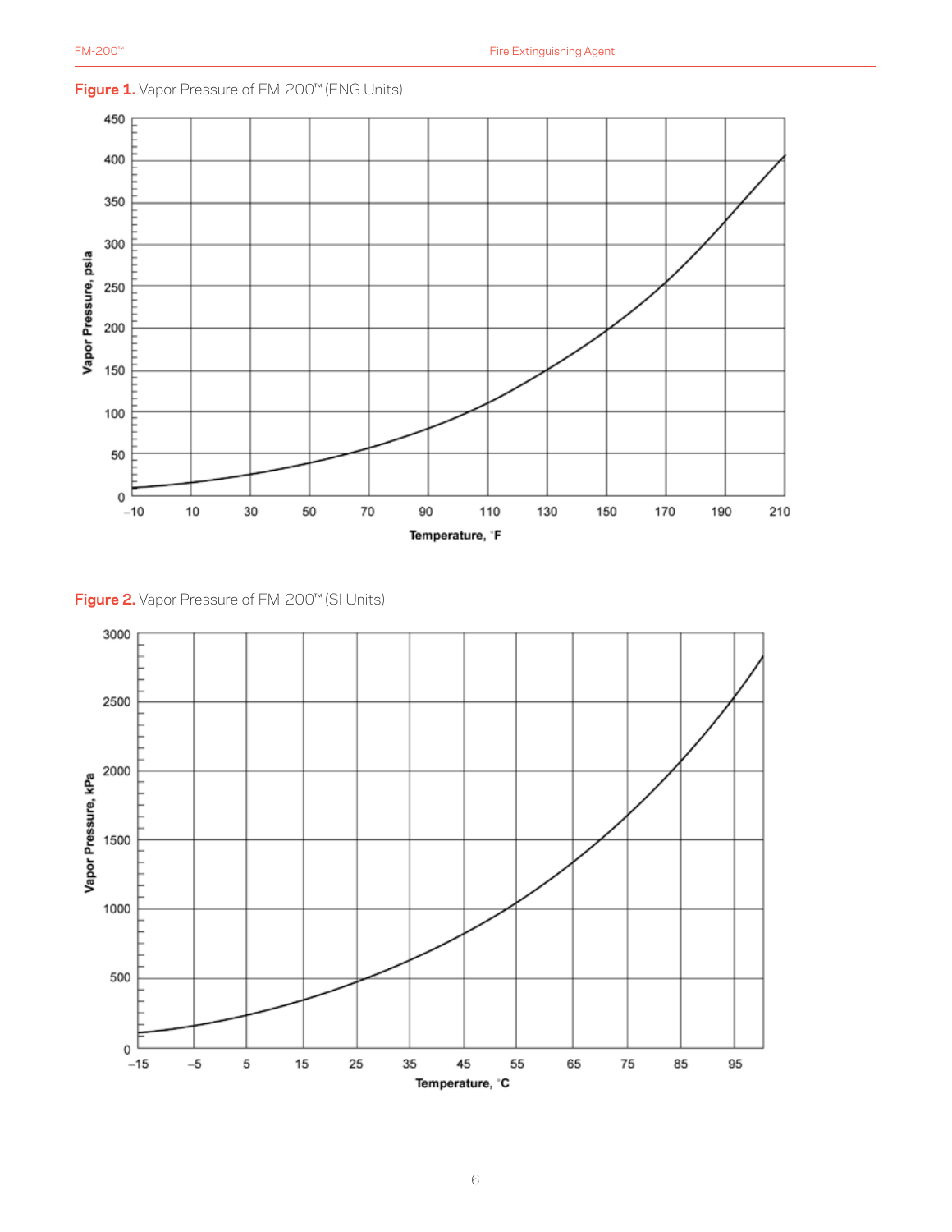**Figure 1.** Vapor Pressure of FM-200™ (ENG Units)

**Figure 2.** Vapor Pressure of FM-200™ (SI Units)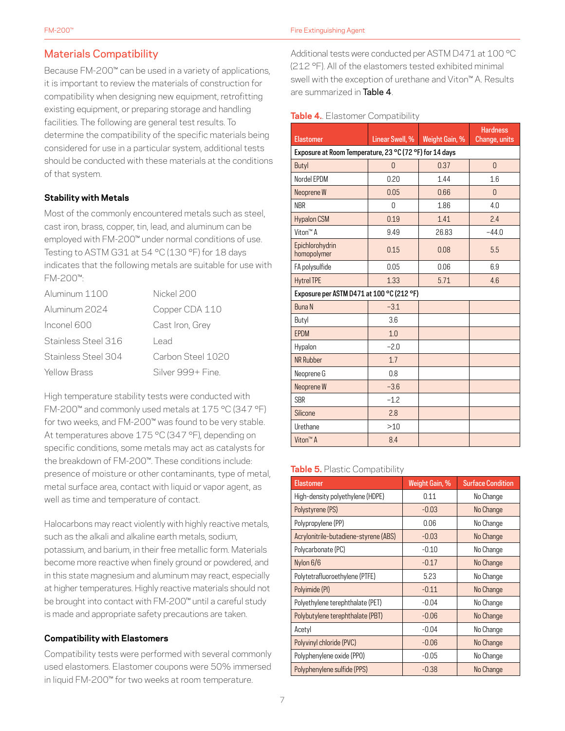## Materials Compatibility

Because FM-200™ can be used in a variety of applications, it is important to review the materials of construction for compatibility when designing new equipment, retrofitting existing equipment, or preparing storage and handling facilities. The following are general test results. To determine the compatibility of the specific materials being considered for use in a particular system, additional tests should be conducted with these materials at the conditions of that system.

### Stability with Metals

Most of the commonly encountered metals such as steel, cast iron, brass, copper, tin, lead, and aluminum can be employed with FM-200™ under normal conditions of use. Testing to ASTM G31 at 54 °C (130 °F) for 18 days indicates that the following metals are suitable for use with FM-200™:

| | |
|---|---|
| Aluminum 1100 | Nickel 200 |
| Aluminum 2024 | Copper CDA 110 |
| Inconel 600 | Cast Iron, Grey |
| Stainless Steel 316 | Lead |
| Stainless Steel 304 | Carbon Steel 1020 |
| Yellow Brass | Silver 999+ Fine. |

High temperature stability tests were conducted with FM-200™ and commonly used metals at 175 °C (347 °F) for two weeks, and FM-200™ was found to be very stable. At temperatures above 175 °C (347 °F), depending on specific conditions, some metals may act as catalysts for the breakdown of FM-200™. These conditions include: presence of moisture or other contaminants, type of metal, metal surface area, contact with liquid or vapor agent, as well as time and temperature of contact.

Halocarbons may react violently with highly reactive metals, such as the alkali and alkaline earth metals, sodium, potassium, and barium, in their free metallic form. Materials become more reactive when finely ground or powdered, and in this state magnesium and aluminum may react, especially at higher temperatures. Highly reactive materials should not be brought into contact with FM-200™ until a careful study is made and appropriate safety precautions are taken.

### Compatibility with Elastomers

Compatibility tests were performed with several commonly used elastomers. Elastomer coupons were 50% immersed in liquid FM-200™ for two weeks at room temperature.

Additional tests were conducted per ASTM D471 at 100 °C (212 °F). All of the elastomers tested exhibited minimal swell with the exception of urethane and Viton™ A. Results are summarized in Table 4.

**Table 4.**. Elastomer Compatibility

| Elastomer | Linear Swell, % | Weight Gain, % | Hardness Change, units |
|---|---|---|---|
| **Exposure at Room Temperature, 23 °C (72 °F) for 14 days** | | | |
| Butyl | 0 | 0.37 | 0 |
| Nordel EPDM | 0.20 | 1.44 | 1.6 |
| Neoprene W | 0.05 | 0.66 | 0 |
| NBR | 0 | 1.86 | 4.0 |
| Hypalon CSM | 0.19 | 1.41 | 2.4 |
| Viton™ A | 9.49 | 26.83 | −44.0 |
| Epichlorohydrin homopolymer | 0.15 | 0.08 | 5.5 |
| FA polysulfide | 0.05 | 0.06 | 6.9 |
| Hytrel TPE | 1.33 | 5.71 | 4.6 |
| **Exposure per ASTM D471 at 100 °C (212 °F)** | | | |
| Buna N | −3.1 | | |
| Butyl | 3.6 | | |
| EPDM | 1.0 | | |
| Hypalon | −2.0 | | |
| NR Rubber | 1.7 | | |
| Neoprene G | 0.8 | | |
| Neoprene W | −3.6 | | |
| SBR | −1.2 | | |
| Silicone | 2.8 | | |
| Urethane | >10 | | |
| Viton™ A | 8.4 | | |

**Table 5.** Plastic Compatibility

| Elastomer | Weight Gain, % | Surface Condition |
|---|---|---|
| High-density polyethylene (HDPE) | 0.11 | No Change |
| Polystyrene (PS) | -0.03 | No Change |
| Polypropylene (PP) | 0.06 | No Change |
| Acrylonitrile-butadiene-styrene (ABS) | -0.03 | No Change |
| Polycarbonate (PC) | -0.10 | No Change |
| Nylon 6/6 | -0.17 | No Change |
| Polytetrafluoroethylene (PTFE) | 5.23 | No Change |
| Polyimide (PI) | -0.11 | No Change |
| Polyethylene terephthalate (PET) | -0.04 | No Change |
| Polybutylene terephthalate (PBT) | -0.06 | No Change |
| Acetyl | -0.04 | No Change |
| Polyvinyl chloride (PVC) | -0.06 | No Change |
| Polyphenylene oxide (PPO) | -0.05 | No Change |
| Polyphenylene sulfide (PPS) | -0.38 | No Change |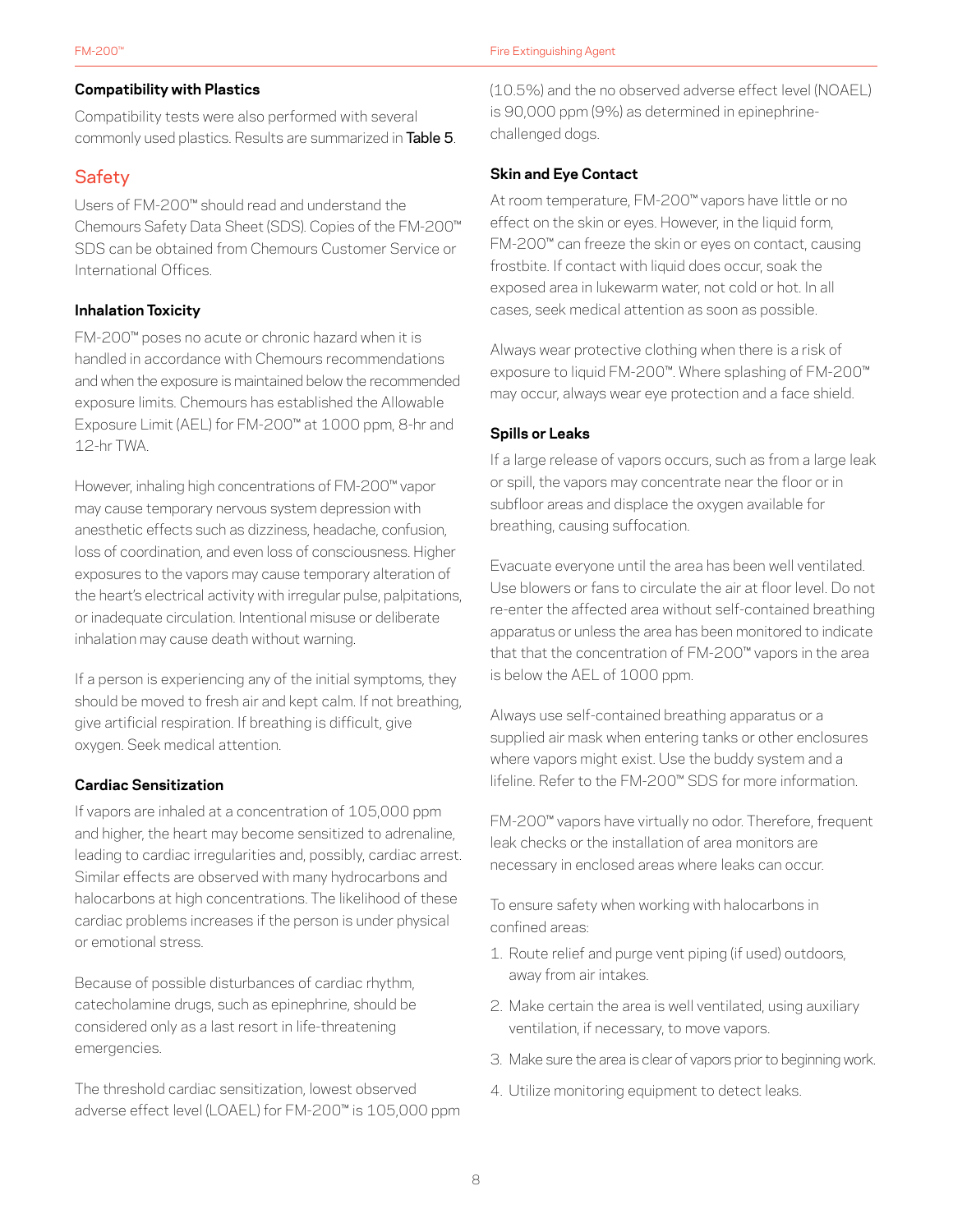### Compatibility with Plastics

Compatibility tests were also performed with several commonly used plastics. Results are summarized in **Table 5**.

## Safety

Users of FM-200™ should read and understand the Chemours Safety Data Sheet (SDS). Copies of the FM-200™ SDS can be obtained from Chemours Customer Service or International Offices.

### Inhalation Toxicity

FM-200™ poses no acute or chronic hazard when it is handled in accordance with Chemours recommendations and when the exposure is maintained below the recommended exposure limits. Chemours has established the Allowable Exposure Limit (AEL) for FM-200™ at 1000 ppm, 8-hr and 12-hr TWA.

However, inhaling high concentrations of FM-200™ vapor may cause temporary nervous system depression with anesthetic effects such as dizziness, headache, confusion, loss of coordination, and even loss of consciousness. Higher exposures to the vapors may cause temporary alteration of the heart's electrical activity with irregular pulse, palpitations, or inadequate circulation. Intentional misuse or deliberate inhalation may cause death without warning.

If a person is experiencing any of the initial symptoms, they should be moved to fresh air and kept calm. If not breathing, give artificial respiration. If breathing is difficult, give oxygen. Seek medical attention.

### Cardiac Sensitization

If vapors are inhaled at a concentration of 105,000 ppm and higher, the heart may become sensitized to adrenaline, leading to cardiac irregularities and, possibly, cardiac arrest. Similar effects are observed with many hydrocarbons and halocarbons at high concentrations. The likelihood of these cardiac problems increases if the person is under physical or emotional stress.

Because of possible disturbances of cardiac rhythm, catecholamine drugs, such as epinephrine, should be considered only as a last resort in life-threatening emergencies.

The threshold cardiac sensitization, lowest observed adverse effect level (LOAEL) for FM-200™ is 105,000 ppm (10.5%) and the no observed adverse effect level (NOAEL) is 90,000 ppm (9%) as determined in epinephrine-challenged dogs.

### Skin and Eye Contact

At room temperature, FM-200™ vapors have little or no effect on the skin or eyes. However, in the liquid form, FM-200™ can freeze the skin or eyes on contact, causing frostbite. If contact with liquid does occur, soak the exposed area in lukewarm water, not cold or hot. In all cases, seek medical attention as soon as possible.

Always wear protective clothing when there is a risk of exposure to liquid FM-200™. Where splashing of FM-200™ may occur, always wear eye protection and a face shield.

### Spills or Leaks

If a large release of vapors occurs, such as from a large leak or spill, the vapors may concentrate near the floor or in subfloor areas and displace the oxygen available for breathing, causing suffocation.

Evacuate everyone until the area has been well ventilated. Use blowers or fans to circulate the air at floor level. Do not re-enter the affected area without self-contained breathing apparatus or unless the area has been monitored to indicate that that the concentration of FM-200™ vapors in the area is below the AEL of 1000 ppm.

Always use self-contained breathing apparatus or a supplied air mask when entering tanks or other enclosures where vapors might exist. Use the buddy system and a lifeline. Refer to the FM-200™ SDS for more information.

FM-200™ vapors have virtually no odor. Therefore, frequent leak checks or the installation of area monitors are necessary in enclosed areas where leaks can occur.

To ensure safety when working with halocarbons in confined areas:

1. Route relief and purge vent piping (if used) outdoors, away from air intakes.
2. Make certain the area is well ventilated, using auxiliary ventilation, if necessary, to move vapors.
3. Make sure the area is clear of vapors prior to beginning work.
4. Utilize monitoring equipment to detect leaks.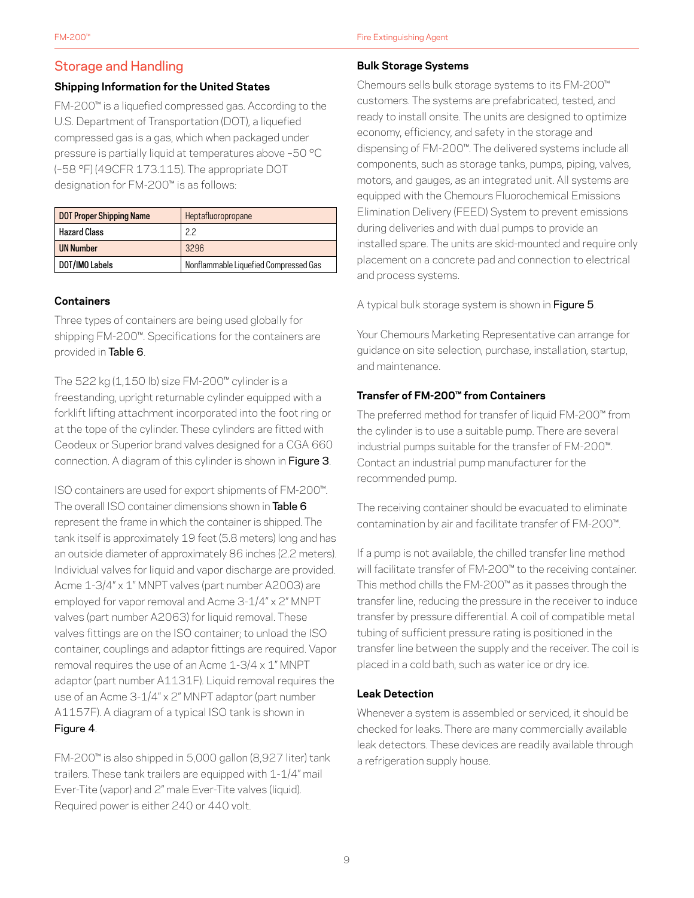## Storage and Handling

### Shipping Information for the United States

FM-200™ is a liquefied compressed gas. According to the U.S. Department of Transportation (DOT), a liquefied compressed gas is a gas, which when packaged under pressure is partially liquid at temperatures above –50 °C (–58 °F) (49CFR 173.115). The appropriate DOT designation for FM-200™ is as follows:

| DOT Proper Shipping Name | Heptafluoropropane |
|---|---|
| Hazard Class | 2.2 |
| UN Number | 3296 |
| DOT/IMO Labels | Nonflammable Liquefied Compressed Gas |

### Containers

Three types of containers are being used globally for shipping FM-200™. Specifications for the containers are provided in Table 6.

The 522 kg (1,150 lb) size FM-200™ cylinder is a freestanding, upright returnable cylinder equipped with a forklift lifting attachment incorporated into the foot ring or at the tope of the cylinder. These cylinders are fitted with Ceodeux or Superior brand valves designed for a CGA 660 connection. A diagram of this cylinder is shown in Figure 3.

ISO containers are used for export shipments of FM-200™. The overall ISO container dimensions shown in Table 6 represent the frame in which the container is shipped. The tank itself is approximately 19 feet (5.8 meters) long and has an outside diameter of approximately 86 inches (2.2 meters). Individual valves for liquid and vapor discharge are provided. Acme 1-3/4" x 1" MNPT valves (part number A2003) are employed for vapor removal and Acme 3-1/4" x 2" MNPT valves (part number A2063) for liquid removal. These valves fittings are on the ISO container; to unload the ISO container, couplings and adaptor fittings are required. Vapor removal requires the use of an Acme 1-3/4 x 1" MNPT adaptor (part number A1131F). Liquid removal requires the use of an Acme 3-1/4" x 2" MNPT adaptor (part number A1157F). A diagram of a typical ISO tank is shown in Figure 4.

FM-200™ is also shipped in 5,000 gallon (8,927 liter) tank trailers. These tank trailers are equipped with 1-1/4" mail Ever-Tite (vapor) and 2" male Ever-Tite valves (liquid). Required power is either 240 or 440 volt.

### Bulk Storage Systems

Chemours sells bulk storage systems to its FM-200™ customers. The systems are prefabricated, tested, and ready to install onsite. The units are designed to optimize economy, efficiency, and safety in the storage and dispensing of FM-200™. The delivered systems include all components, such as storage tanks, pumps, piping, valves, motors, and gauges, as an integrated unit. All systems are equipped with the Chemours Fluorochemical Emissions Elimination Delivery (FEED) System to prevent emissions during deliveries and with dual pumps to provide an installed spare. The units are skid-mounted and require only placement on a concrete pad and connection to electrical and process systems.

A typical bulk storage system is shown in Figure 5.

Your Chemours Marketing Representative can arrange for guidance on site selection, purchase, installation, startup, and maintenance.

### Transfer of FM-200™ from Containers

The preferred method for transfer of liquid FM-200™ from the cylinder is to use a suitable pump. There are several industrial pumps suitable for the transfer of FM-200™. Contact an industrial pump manufacturer for the recommended pump.

The receiving container should be evacuated to eliminate contamination by air and facilitate transfer of FM-200™.

If a pump is not available, the chilled transfer line method will facilitate transfer of FM-200™ to the receiving container. This method chills the FM-200™ as it passes through the transfer line, reducing the pressure in the receiver to induce transfer by pressure differential. A coil of compatible metal tubing of sufficient pressure rating is positioned in the transfer line between the supply and the receiver. The coil is placed in a cold bath, such as water ice or dry ice.

### Leak Detection

Whenever a system is assembled or serviced, it should be checked for leaks. There are many commercially available leak detectors. These devices are readily available through a refrigeration supply house.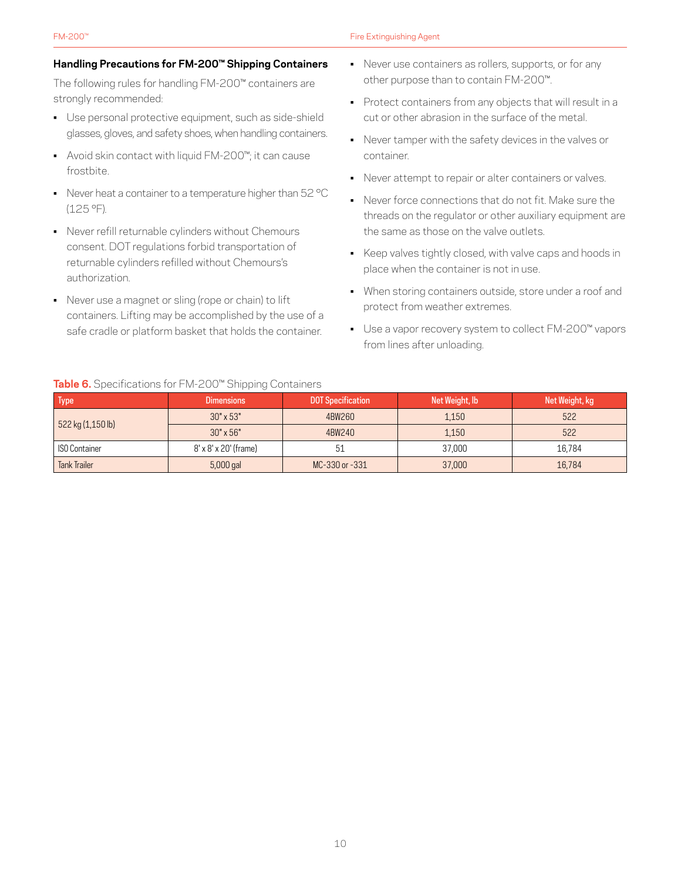### Handling Precautions for FM-200™ Shipping Containers

The following rules for handling FM-200™ containers are strongly recommended:

- Use personal protective equipment, such as side-shield glasses, gloves, and safety shoes, when handling containers.
- Avoid skin contact with liquid FM-200™; it can cause frostbite.
- Never heat a container to a temperature higher than 52 °C (125 °F).
- Never refill returnable cylinders without Chemours consent. DOT regulations forbid transportation of returnable cylinders refilled without Chemours's authorization.
- Never use a magnet or sling (rope or chain) to lift containers. Lifting may be accomplished by the use of a safe cradle or platform basket that holds the container.
- Never use containers as rollers, supports, or for any other purpose than to contain FM-200™.
- Protect containers from any objects that will result in a cut or other abrasion in the surface of the metal.
- Never tamper with the safety devices in the valves or container.
- Never attempt to repair or alter containers or valves.
- Never force connections that do not fit. Make sure the threads on the regulator or other auxiliary equipment are the same as those on the valve outlets.
- Keep valves tightly closed, with valve caps and hoods in place when the container is not in use.
- When storing containers outside, store under a roof and protect from weather extremes.
- Use a vapor recovery system to collect FM-200™ vapors from lines after unloading.

**Table 6.** Specifications for FM-200™ Shipping Containers

| Type | Dimensions | DOT Specification | Net Weight, lb | Net Weight, kg |
|---|---|---|---|---|
| 522 kg (1,150 lb) | 30" x 53" | 4BW260 | 1,150 | 522 |
| | 30" x 56" | 4BW240 | 1,150 | 522 |
| ISO Container | 8' x 8' x 20' (frame) | 51 | 37,000 | 16,784 |
| Tank Trailer | 5,000 gal | MC-330 or -331 | 37,000 | 16,784 |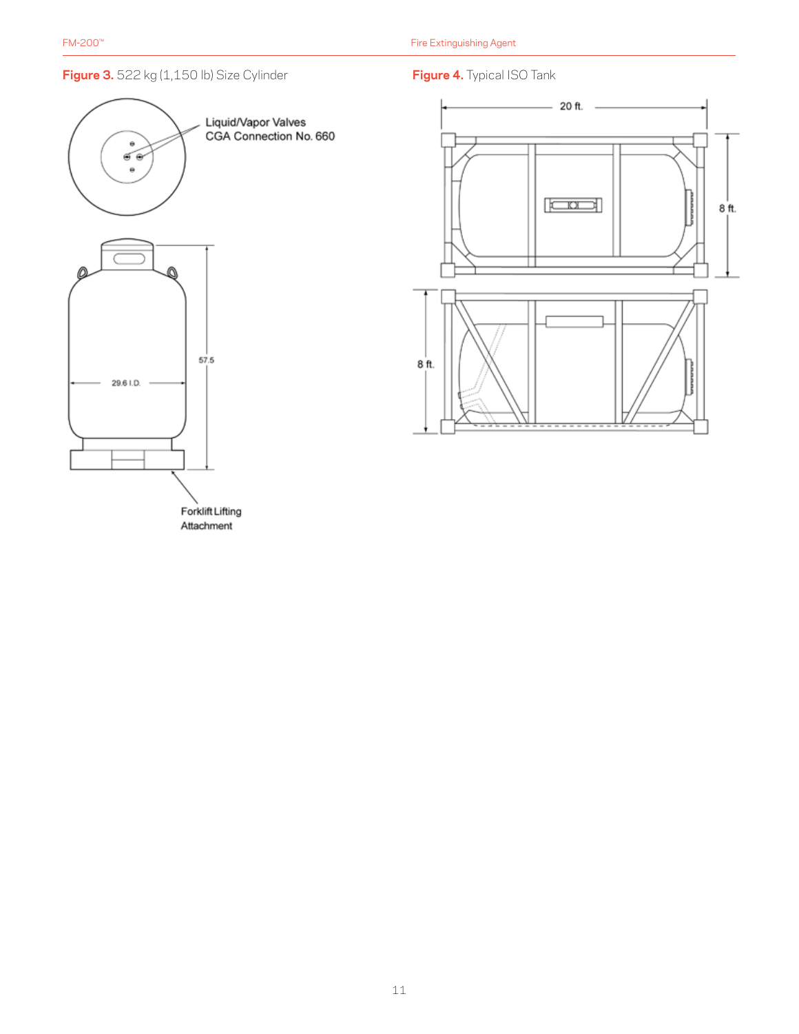**Figure 3.** 522 kg (1,150 lb) Size Cylinder

Liquid/Vapor Valves
CGA Connection No. 660

57.5

29.6 I.D.

Forklift Lifting
Attachment

**Figure 4.** Typical ISO Tank

20 ft.

8 ft.

8 ft.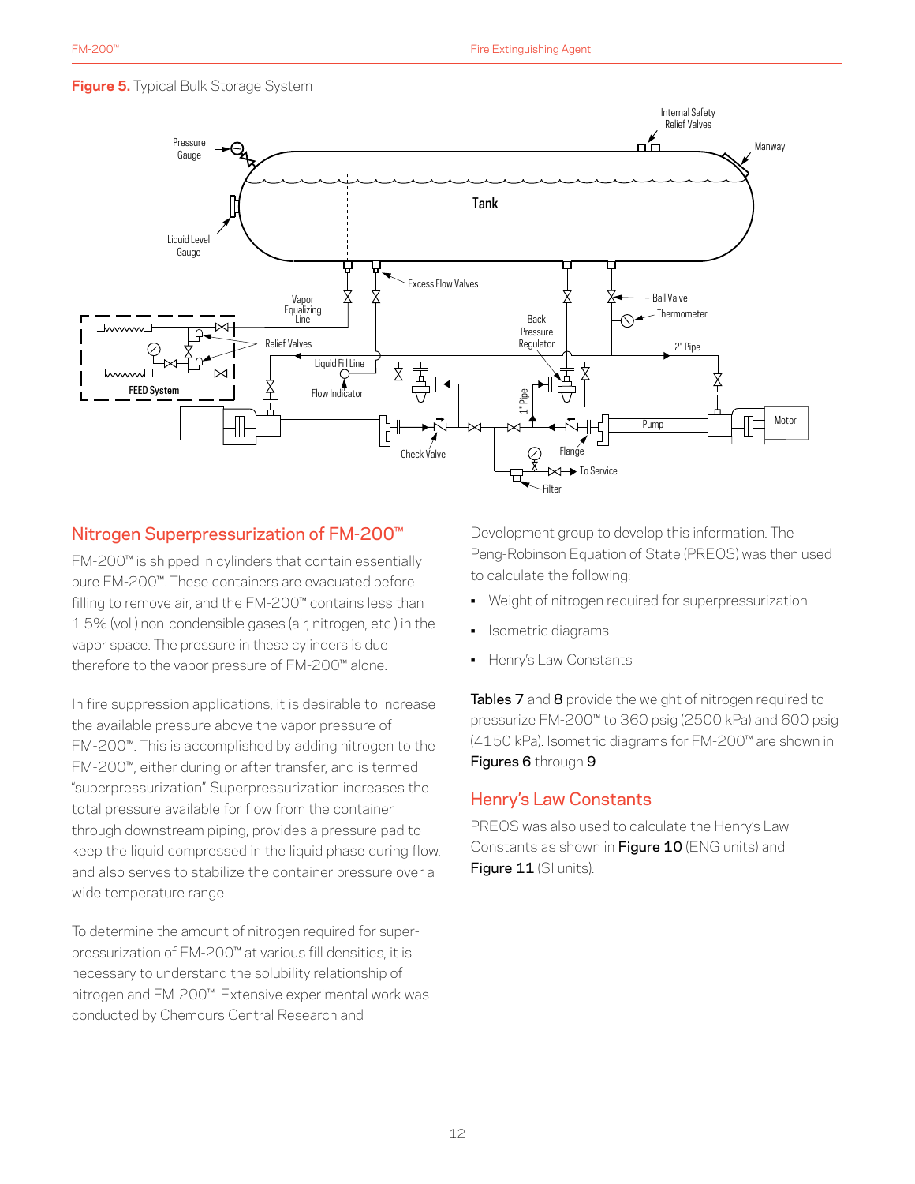**Figure 5.** Typical Bulk Storage System

## Nitrogen Superpressurization of FM-200™

FM-200™ is shipped in cylinders that contain essentially pure FM-200™. These containers are evacuated before filling to remove air, and the FM-200™ contains less than 1.5% (vol.) non-condensible gases (air, nitrogen, etc.) in the vapor space. The pressure in these cylinders is due therefore to the vapor pressure of FM-200™ alone.

In fire suppression applications, it is desirable to increase the available pressure above the vapor pressure of FM-200™. This is accomplished by adding nitrogen to the FM-200™, either during or after transfer, and is termed "superpressurization". Superpressurization increases the total pressure available for flow from the container through downstream piping, provides a pressure pad to keep the liquid compressed in the liquid phase during flow, and also serves to stabilize the container pressure over a wide temperature range.

To determine the amount of nitrogen required for superpressurization of FM-200™ at various fill densities, it is necessary to understand the solubility relationship of nitrogen and FM-200™. Extensive experimental work was conducted by Chemours Central Research and Development group to develop this information. The Peng-Robinson Equation of State (PREOS) was then used to calculate the following:

- Weight of nitrogen required for superpressurization
- Isometric diagrams
- Henry's Law Constants

**Tables 7** and **8** provide the weight of nitrogen required to pressurize FM-200™ to 360 psig (2500 kPa) and 600 psig (4150 kPa). Isometric diagrams for FM-200™ are shown in **Figures 6** through **9**.

## Henry's Law Constants

PREOS was also used to calculate the Henry's Law Constants as shown in **Figure 10** (ENG units) and **Figure 11** (SI units).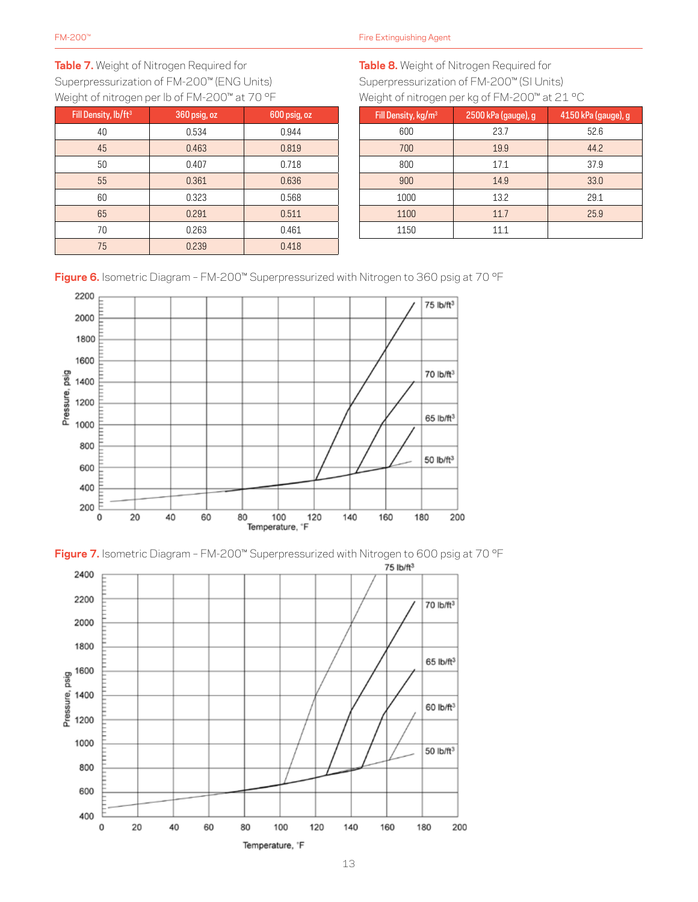**Table 7.** Weight of Nitrogen Required for Superpressurization of FM-200™ (ENG Units)
Weight of nitrogen per lb of FM-200™ at 70 °F

| Fill Density, lb/ft³ | 360 psig, oz | 600 psig, oz |
|---|---|---|
| 40 | 0.534 | 0.944 |
| 45 | 0.463 | 0.819 |
| 50 | 0.407 | 0.718 |
| 55 | 0.361 | 0.636 |
| 60 | 0.323 | 0.568 |
| 65 | 0.291 | 0.511 |
| 70 | 0.263 | 0.461 |
| 75 | 0.239 | 0.418 |

**Table 8.** Weight of Nitrogen Required for Superpressurization of FM-200™ (SI Units)
Weight of nitrogen per kg of FM-200™ at 21 °C

| Fill Density, kg/m³ | 2500 kPa (gauge), g | 4150 kPa (gauge), g |
|---|---|---|
| 600 | 23.7 | 52.6 |
| 700 | 19.9 | 44.2 |
| 800 | 17.1 | 37.9 |
| 900 | 14.9 | 33.0 |
| 1000 | 13.2 | 29.1 |
| 1100 | 11.7 | 25.9 |
| 1150 | 11.1 | |

**Figure 6.** Isometric Diagram – FM-200™ Superpressurized with Nitrogen to 360 psig at 70 °F

**Figure 7.** Isometric Diagram – FM-200™ Superpressurized with Nitrogen to 600 psig at 70 °F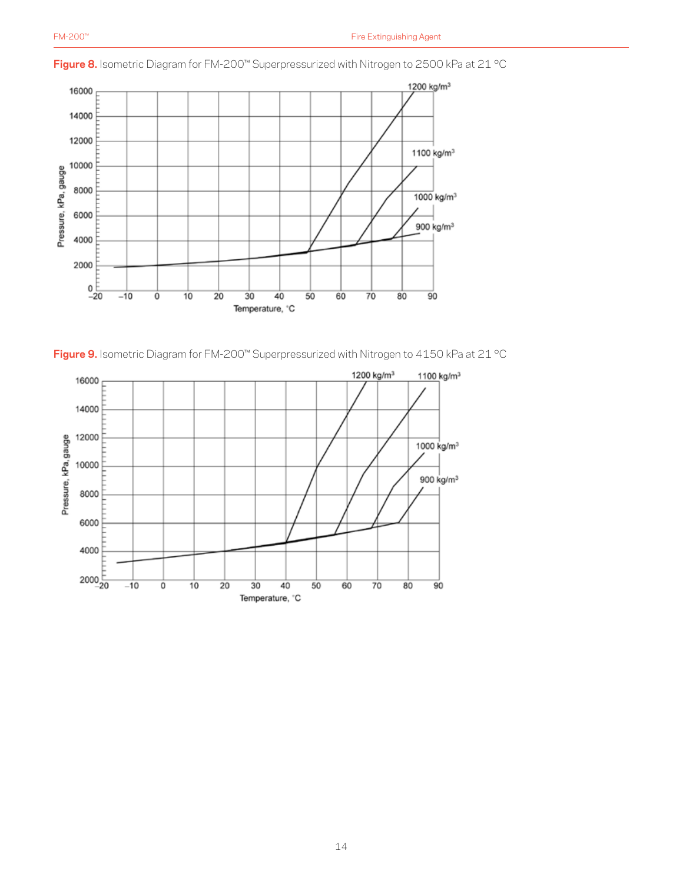**Figure 8.** Isometric Diagram for FM-200™ Superpressurized with Nitrogen to 2500 kPa at 21 °C

**Figure 9.** Isometric Diagram for FM-200™ Superpressurized with Nitrogen to 4150 kPa at 21 °C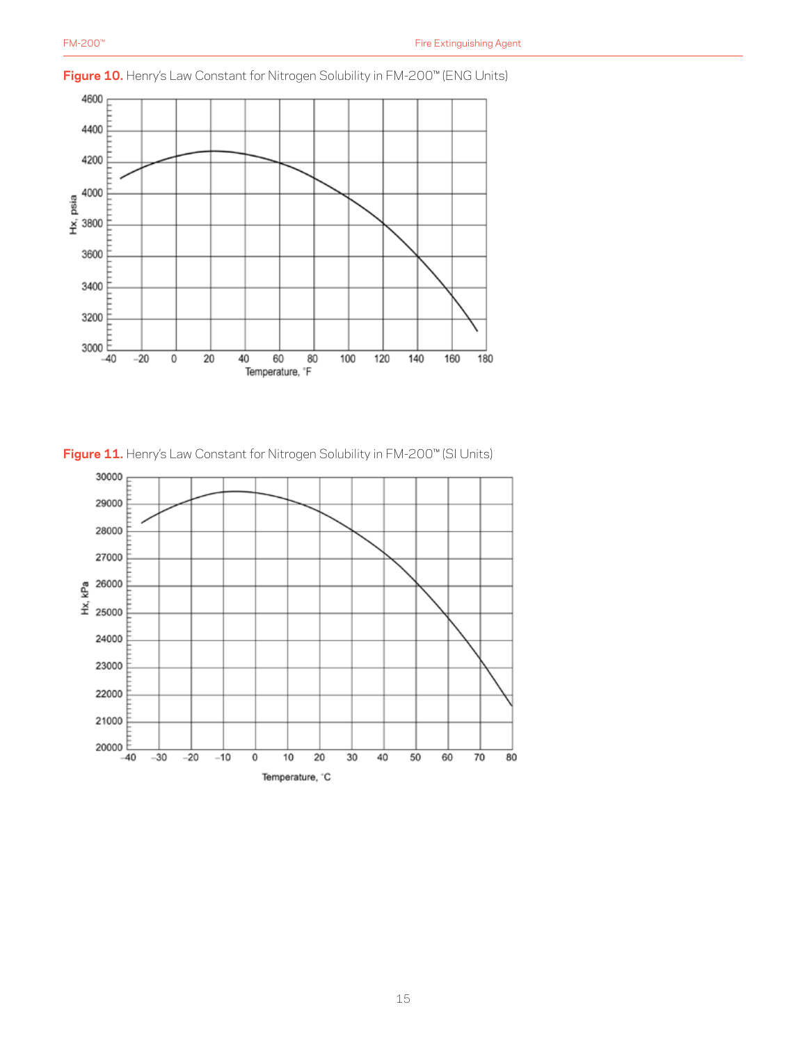**Figure 10.** Henry's Law Constant for Nitrogen Solubility in FM-200™ (ENG Units)

**Figure 11.** Henry's Law Constant for Nitrogen Solubility in FM-200™ (SI Units)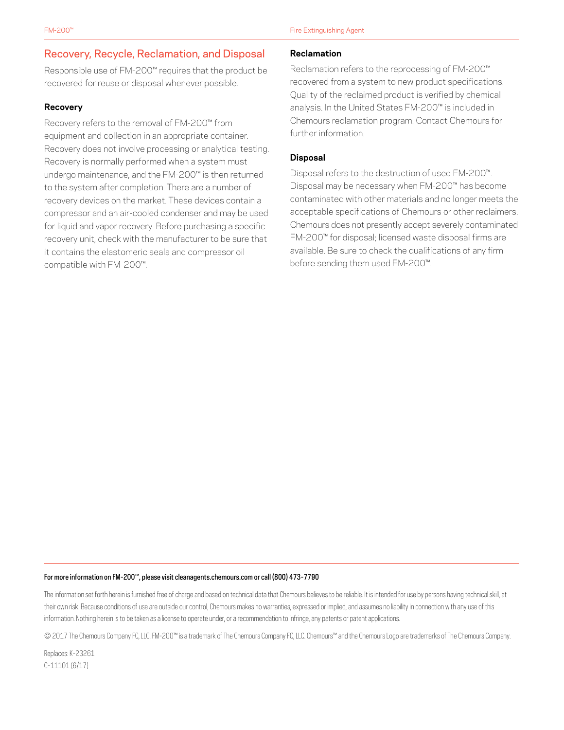## Recovery, Recycle, Reclamation, and Disposal

Responsible use of FM-200™ requires that the product be recovered for reuse or disposal whenever possible.

### Recovery

Recovery refers to the removal of FM-200™ from equipment and collection in an appropriate container. Recovery does not involve processing or analytical testing. Recovery is normally performed when a system must undergo maintenance, and the FM-200™ is then returned to the system after completion. There are a number of recovery devices on the market. These devices contain a compressor and an air-cooled condenser and may be used for liquid and vapor recovery. Before purchasing a specific recovery unit, check with the manufacturer to be sure that it contains the elastomeric seals and compressor oil compatible with FM-200™.

### Reclamation

Reclamation refers to the reprocessing of FM-200™ recovered from a system to new product specifications. Quality of the reclaimed product is verified by chemical analysis. In the United States FM-200™ is included in Chemours reclamation program. Contact Chemours for further information.

### Disposal

Disposal refers to the destruction of used FM-200™. Disposal may be necessary when FM-200™ has become contaminated with other materials and no longer meets the acceptable specifications of Chemours or other reclaimers. Chemours does not presently accept severely contaminated FM-200™ for disposal; licensed waste disposal firms are available. Be sure to check the qualifications of any firm before sending them used FM-200™.

**For more information on FM-200™, please visit cleanagents.chemours.com or call (800) 473-7790**

The information set forth herein is furnished free of charge and based on technical data that Chemours believes to be reliable. It is intended for use by persons having technical skill, at their own risk. Because conditions of use are outside our control, Chemours makes no warranties, expressed or implied, and assumes no liability in connection with any use of this information. Nothing herein is to be taken as a license to operate under, or a recommendation to infringe, any patents or patent applications.

© 2017 The Chemours Company FC, LLC. FM-200™ is a trademark of The Chemours Company FC, LLC. Chemours™ and the Chemours Logo are trademarks of The Chemours Company.

Replaces: K-23261
C-11101 (6/17)